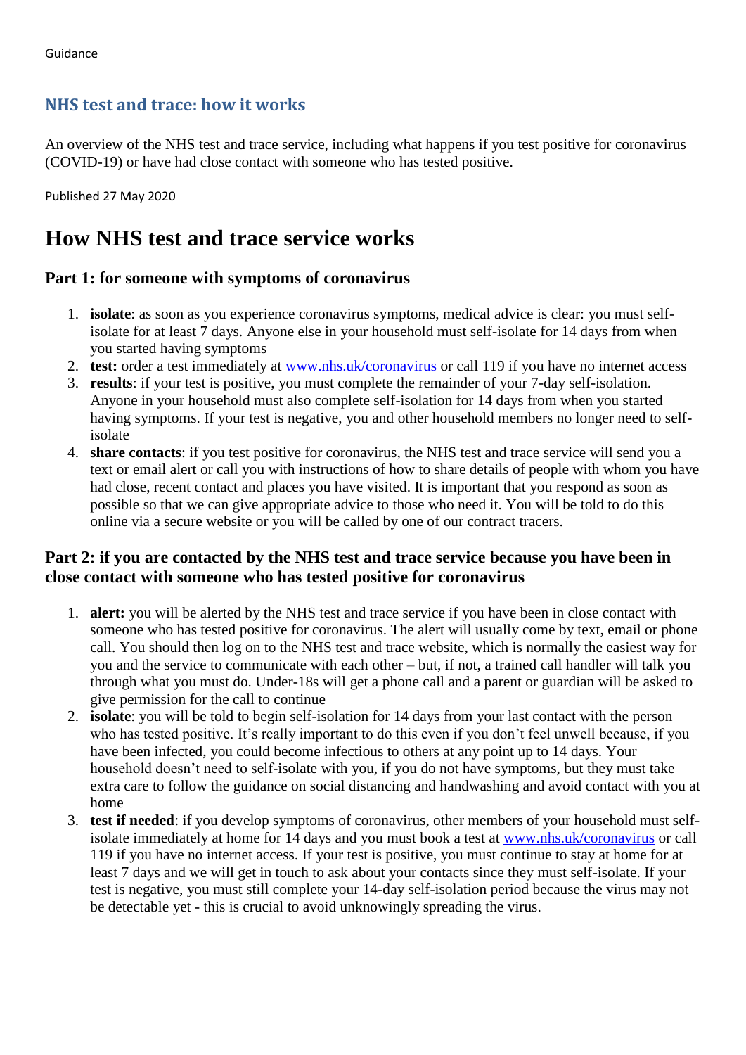Guidance

## NHS test and trace: how it works

An overview of the NHS test and trace service, including what happens if you test positive for coronavirus (COVID-19) or have had close contact with someone who has tested positive.

Published 27 May 2020

# How NHS test and trace service works

### Part 1: for someone with symptoms of coronavirus

1. **isolate**: as soon as you experience coronavirus symptoms, medical advice is clear: you must self-isolate for at least 7 days. Anyone else in your household must self-isolate for 14 days from when you started having symptoms
2. **test:** order a test immediately at [www.nhs.uk/coronavirus](www.nhs.uk/coronavirus) or call 119 if you have no internet access
3. **results**: if your test is positive, you must complete the remainder of your 7-day self-isolation. Anyone in your household must also complete self-isolation for 14 days from when you started having symptoms. If your test is negative, you and other household members no longer need to self-isolate
4. **share contacts**: if you test positive for coronavirus, the NHS test and trace service will send you a text or email alert or call you with instructions of how to share details of people with whom you have had close, recent contact and places you have visited. It is important that you respond as soon as possible so that we can give appropriate advice to those who need it. You will be told to do this online via a secure website or you will be called by one of our contract tracers.

### Part 2: if you are contacted by the NHS test and trace service because you have been in close contact with someone who has tested positive for coronavirus

1. **alert:** you will be alerted by the NHS test and trace service if you have been in close contact with someone who has tested positive for coronavirus. The alert will usually come by text, email or phone call. You should then log on to the NHS test and trace website, which is normally the easiest way for you and the service to communicate with each other – but, if not, a trained call handler will talk you through what you must do. Under-18s will get a phone call and a parent or guardian will be asked to give permission for the call to continue
2. **isolate**: you will be told to begin self-isolation for 14 days from your last contact with the person who has tested positive. It's really important to do this even if you don't feel unwell because, if you have been infected, you could become infectious to others at any point up to 14 days. Your household doesn't need to self-isolate with you, if you do not have symptoms, but they must take extra care to follow the guidance on social distancing and handwashing and avoid contact with you at home
3. **test if needed**: if you develop symptoms of coronavirus, other members of your household must self-isolate immediately at home for 14 days and you must book a test at [www.nhs.uk/coronavirus](www.nhs.uk/coronavirus) or call 119 if you have no internet access. If your test is positive, you must continue to stay at home for at least 7 days and we will get in touch to ask about your contacts since they must self-isolate. If your test is negative, you must still complete your 14-day self-isolation period because the virus may not be detectable yet - this is crucial to avoid unknowingly spreading the virus.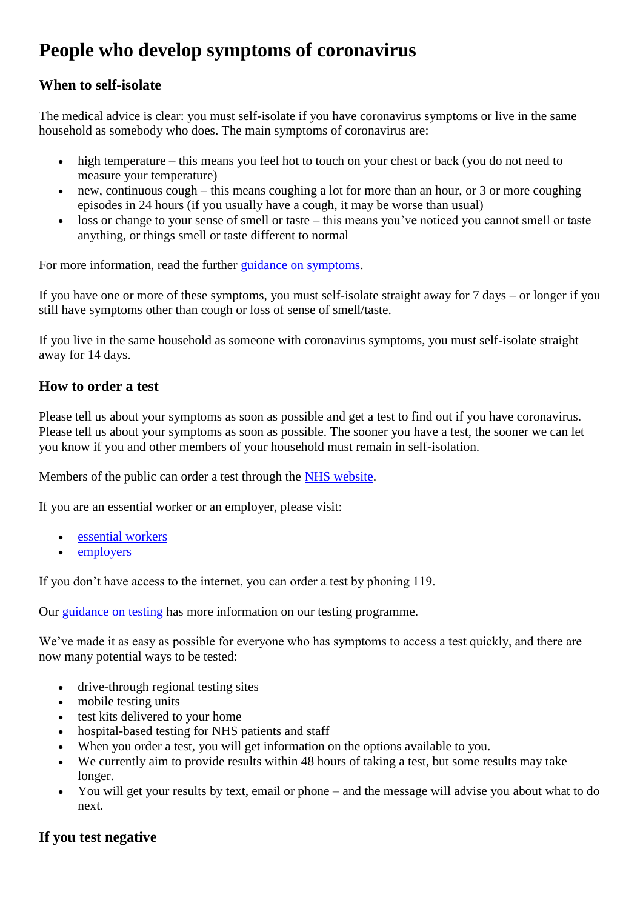# People who develop symptoms of coronavirus

## When to self-isolate

The medical advice is clear: you must self-isolate if you have coronavirus symptoms or live in the same household as somebody who does. The main symptoms of coronavirus are:

- high temperature – this means you feel hot to touch on your chest or back (you do not need to measure your temperature)
- new, continuous cough – this means coughing a lot for more than an hour, or 3 or more coughing episodes in 24 hours (if you usually have a cough, it may be worse than usual)
- loss or change to your sense of smell or taste – this means you've noticed you cannot smell or taste anything, or things smell or taste different to normal

For more information, read the further guidance on symptoms.

If you have one or more of these symptoms, you must self-isolate straight away for 7 days – or longer if you still have symptoms other than cough or loss of sense of smell/taste.

If you live in the same household as someone with coronavirus symptoms, you must self-isolate straight away for 14 days.

## How to order a test

Please tell us about your symptoms as soon as possible and get a test to find out if you have coronavirus. Please tell us about your symptoms as soon as possible. The sooner you have a test, the sooner we can let you know if you and other members of your household must remain in self-isolation.

Members of the public can order a test through the NHS website.

If you are an essential worker or an employer, please visit:

- essential workers
- employers

If you don't have access to the internet, you can order a test by phoning 119.

Our guidance on testing has more information on our testing programme.

We've made it as easy as possible for everyone who has symptoms to access a test quickly, and there are now many potential ways to be tested:

- drive-through regional testing sites
- mobile testing units
- test kits delivered to your home
- hospital-based testing for NHS patients and staff
- When you order a test, you will get information on the options available to you.
- We currently aim to provide results within 48 hours of taking a test, but some results may take longer.
- You will get your results by text, email or phone – and the message will advise you about what to do next.

## If you test negative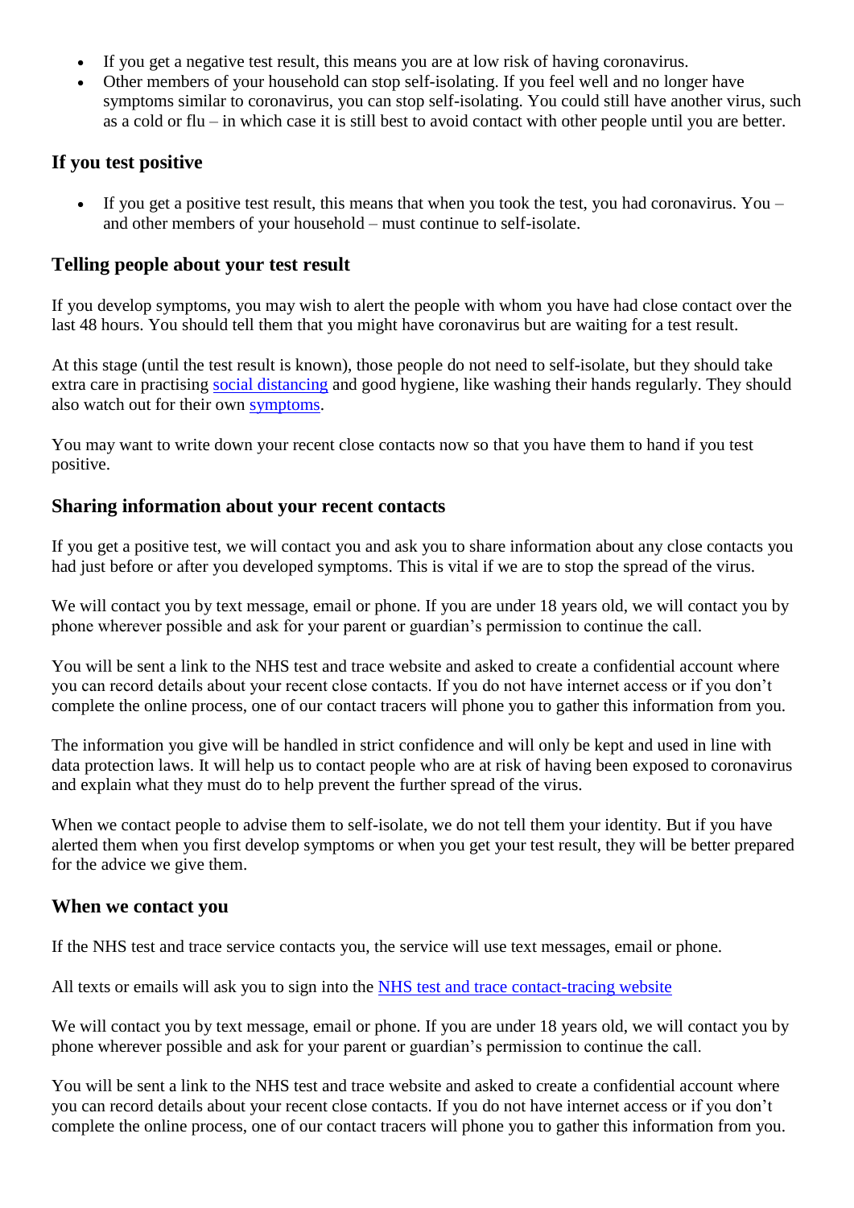- If you get a negative test result, this means you are at low risk of having coronavirus.
- Other members of your household can stop self-isolating. If you feel well and no longer have symptoms similar to coronavirus, you can stop self-isolating. You could still have another virus, such as a cold or flu – in which case it is still best to avoid contact with other people until you are better.

### If you test positive

- If you get a positive test result, this means that when you took the test, you had coronavirus. You – and other members of your household – must continue to self-isolate.

### Telling people about your test result

If you develop symptoms, you may wish to alert the people with whom you have had close contact over the last 48 hours. You should tell them that you might have coronavirus but are waiting for a test result.

At this stage (until the test result is known), those people do not need to self-isolate, but they should take extra care in practising social distancing and good hygiene, like washing their hands regularly. They should also watch out for their own symptoms.

You may want to write down your recent close contacts now so that you have them to hand if you test positive.

### Sharing information about your recent contacts

If you get a positive test, we will contact you and ask you to share information about any close contacts you had just before or after you developed symptoms. This is vital if we are to stop the spread of the virus.

We will contact you by text message, email or phone. If you are under 18 years old, we will contact you by phone wherever possible and ask for your parent or guardian's permission to continue the call.

You will be sent a link to the NHS test and trace website and asked to create a confidential account where you can record details about your recent close contacts. If you do not have internet access or if you don't complete the online process, one of our contact tracers will phone you to gather this information from you.

The information you give will be handled in strict confidence and will only be kept and used in line with data protection laws. It will help us to contact people who are at risk of having been exposed to coronavirus and explain what they must do to help prevent the further spread of the virus.

When we contact people to advise them to self-isolate, we do not tell them your identity. But if you have alerted them when you first develop symptoms or when you get your test result, they will be better prepared for the advice we give them.

### When we contact you

If the NHS test and trace service contacts you, the service will use text messages, email or phone.

All texts or emails will ask you to sign into the NHS test and trace contact-tracing website

We will contact you by text message, email or phone. If you are under 18 years old, we will contact you by phone wherever possible and ask for your parent or guardian's permission to continue the call.

You will be sent a link to the NHS test and trace website and asked to create a confidential account where you can record details about your recent close contacts. If you do not have internet access or if you don't complete the online process, one of our contact tracers will phone you to gather this information from you.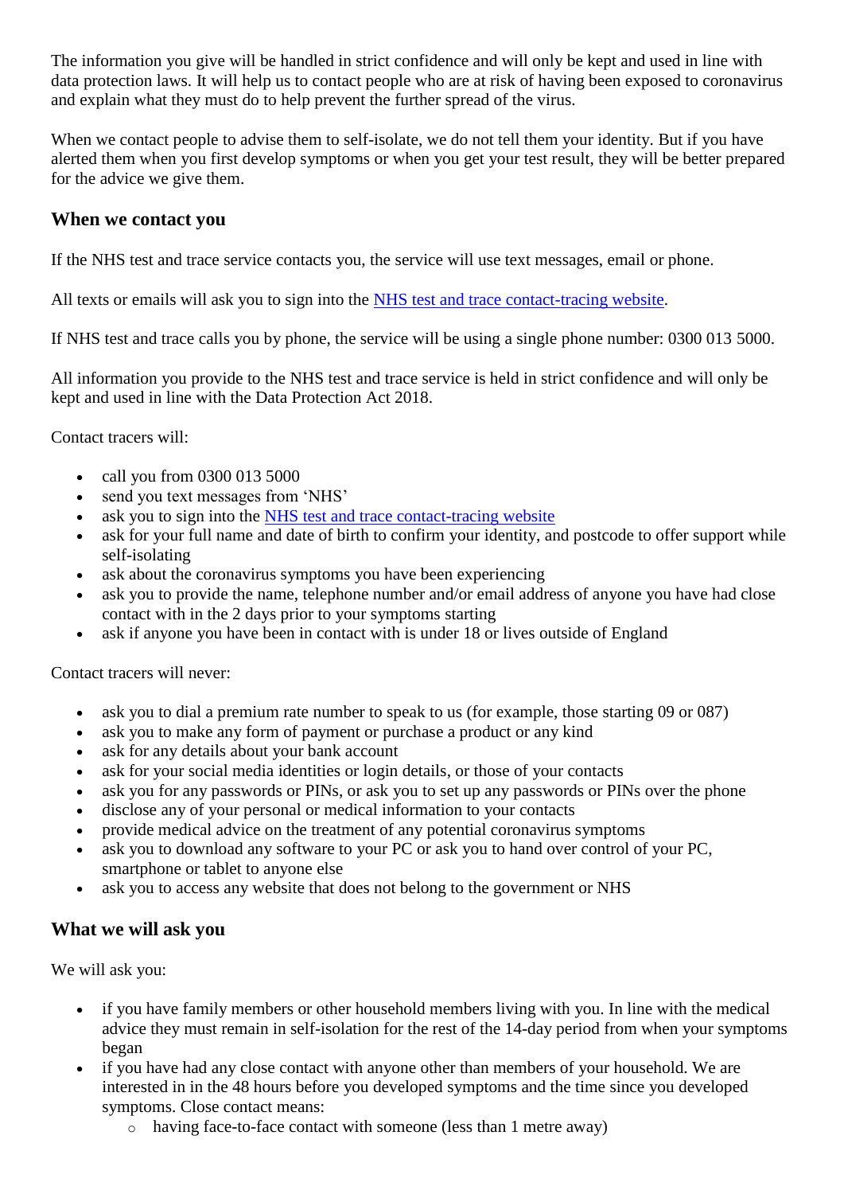The information you give will be handled in strict confidence and will only be kept and used in line with data protection laws. It will help us to contact people who are at risk of having been exposed to coronavirus and explain what they must do to help prevent the further spread of the virus.

When we contact people to advise them to self-isolate, we do not tell them your identity. But if you have alerted them when you first develop symptoms or when you get your test result, they will be better prepared for the advice we give them.

### When we contact you

If the NHS test and trace service contacts you, the service will use text messages, email or phone.

All texts or emails will ask you to sign into the NHS test and trace contact-tracing website.

If NHS test and trace calls you by phone, the service will be using a single phone number: 0300 013 5000.

All information you provide to the NHS test and trace service is held in strict confidence and will only be kept and used in line with the Data Protection Act 2018.

Contact tracers will:

- call you from 0300 013 5000
- send you text messages from 'NHS'
- ask you to sign into the NHS test and trace contact-tracing website
- ask for your full name and date of birth to confirm your identity, and postcode to offer support while self-isolating
- ask about the coronavirus symptoms you have been experiencing
- ask you to provide the name, telephone number and/or email address of anyone you have had close contact with in the 2 days prior to your symptoms starting
- ask if anyone you have been in contact with is under 18 or lives outside of England

Contact tracers will never:

- ask you to dial a premium rate number to speak to us (for example, those starting 09 or 087)
- ask you to make any form of payment or purchase a product or any kind
- ask for any details about your bank account
- ask for your social media identities or login details, or those of your contacts
- ask you for any passwords or PINs, or ask you to set up any passwords or PINs over the phone
- disclose any of your personal or medical information to your contacts
- provide medical advice on the treatment of any potential coronavirus symptoms
- ask you to download any software to your PC or ask you to hand over control of your PC, smartphone or tablet to anyone else
- ask you to access any website that does not belong to the government or NHS

### What we will ask you

We will ask you:

- if you have family members or other household members living with you. In line with the medical advice they must remain in self-isolation for the rest of the 14-day period from when your symptoms began
- if you have had any close contact with anyone other than members of your household. We are interested in in the 48 hours before you developed symptoms and the time since you developed symptoms. Close contact means:
  - having face-to-face contact with someone (less than 1 metre away)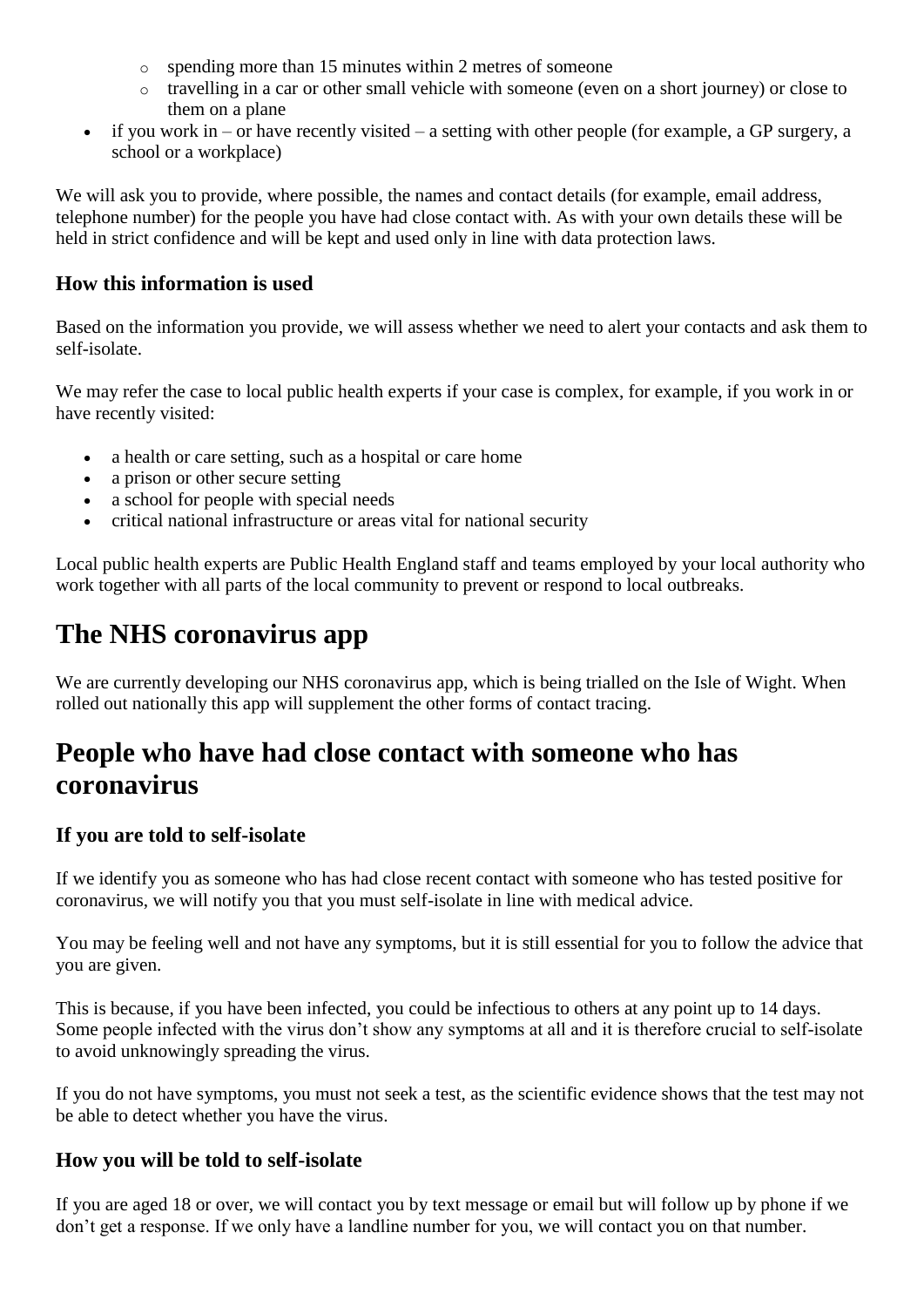- spending more than 15 minutes within 2 metres of someone
  - travelling in a car or other small vehicle with someone (even on a short journey) or close to them on a plane
- if you work in – or have recently visited – a setting with other people (for example, a GP surgery, a school or a workplace)

We will ask you to provide, where possible, the names and contact details (for example, email address, telephone number) for the people you have had close contact with. As with your own details these will be held in strict confidence and will be kept and used only in line with data protection laws.

### How this information is used

Based on the information you provide, we will assess whether we need to alert your contacts and ask them to self-isolate.

We may refer the case to local public health experts if your case is complex, for example, if you work in or have recently visited:

- a health or care setting, such as a hospital or care home
- a prison or other secure setting
- a school for people with special needs
- critical national infrastructure or areas vital for national security

Local public health experts are Public Health England staff and teams employed by your local authority who work together with all parts of the local community to prevent or respond to local outbreaks.

## The NHS coronavirus app

We are currently developing our NHS coronavirus app, which is being trialled on the Isle of Wight. When rolled out nationally this app will supplement the other forms of contact tracing.

## People who have had close contact with someone who has coronavirus

### If you are told to self-isolate

If we identify you as someone who has had close recent contact with someone who has tested positive for coronavirus, we will notify you that you must self-isolate in line with medical advice.

You may be feeling well and not have any symptoms, but it is still essential for you to follow the advice that you are given.

This is because, if you have been infected, you could be infectious to others at any point up to 14 days. Some people infected with the virus don't show any symptoms at all and it is therefore crucial to self-isolate to avoid unknowingly spreading the virus.

If you do not have symptoms, you must not seek a test, as the scientific evidence shows that the test may not be able to detect whether you have the virus.

### How you will be told to self-isolate

If you are aged 18 or over, we will contact you by text message or email but will follow up by phone if we don't get a response. If we only have a landline number for you, we will contact you on that number.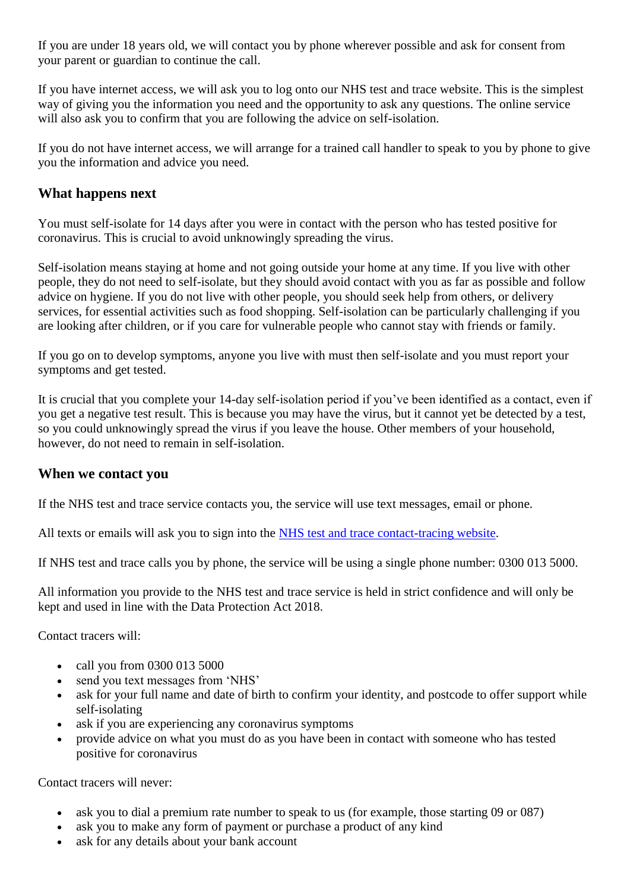If you are under 18 years old, we will contact you by phone wherever possible and ask for consent from your parent or guardian to continue the call.

If you have internet access, we will ask you to log onto our NHS test and trace website. This is the simplest way of giving you the information you need and the opportunity to ask any questions. The online service will also ask you to confirm that you are following the advice on self-isolation.

If you do not have internet access, we will arrange for a trained call handler to speak to you by phone to give you the information and advice you need.

## What happens next

You must self-isolate for 14 days after you were in contact with the person who has tested positive for coronavirus. This is crucial to avoid unknowingly spreading the virus.

Self-isolation means staying at home and not going outside your home at any time. If you live with other people, they do not need to self-isolate, but they should avoid contact with you as far as possible and follow advice on hygiene. If you do not live with other people, you should seek help from others, or delivery services, for essential activities such as food shopping. Self-isolation can be particularly challenging if you are looking after children, or if you care for vulnerable people who cannot stay with friends or family.

If you go on to develop symptoms, anyone you live with must then self-isolate and you must report your symptoms and get tested.

It is crucial that you complete your 14-day self-isolation period if you've been identified as a contact, even if you get a negative test result. This is because you may have the virus, but it cannot yet be detected by a test, so you could unknowingly spread the virus if you leave the house. Other members of your household, however, do not need to remain in self-isolation.

## When we contact you

If the NHS test and trace service contacts you, the service will use text messages, email or phone.

All texts or emails will ask you to sign into the [NHS test and trace contact-tracing website](NHS test and trace contact-tracing website).

If NHS test and trace calls you by phone, the service will be using a single phone number: 0300 013 5000.

All information you provide to the NHS test and trace service is held in strict confidence and will only be kept and used in line with the Data Protection Act 2018.

Contact tracers will:

- call you from 0300 013 5000
- send you text messages from 'NHS'
- ask for your full name and date of birth to confirm your identity, and postcode to offer support while self-isolating
- ask if you are experiencing any coronavirus symptoms
- provide advice on what you must do as you have been in contact with someone who has tested positive for coronavirus

Contact tracers will never:

- ask you to dial a premium rate number to speak to us (for example, those starting 09 or 087)
- ask you to make any form of payment or purchase a product of any kind
- ask for any details about your bank account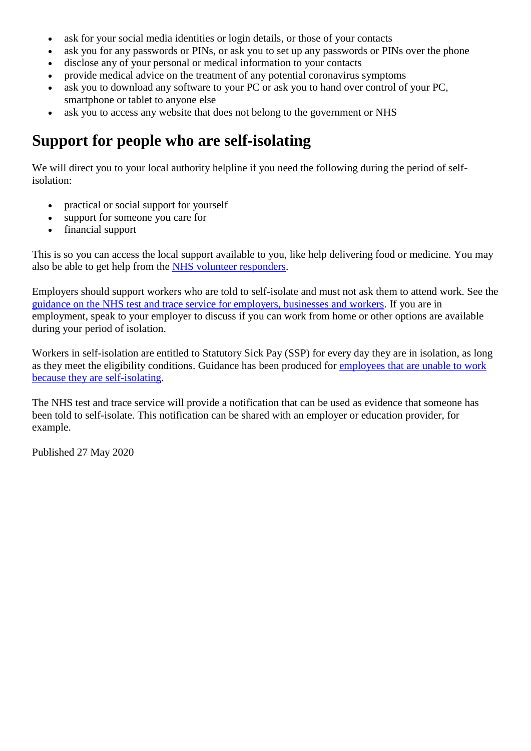- ask for your social media identities or login details, or those of your contacts
- ask you for any passwords or PINs, or ask you to set up any passwords or PINs over the phone
- disclose any of your personal or medical information to your contacts
- provide medical advice on the treatment of any potential coronavirus symptoms
- ask you to download any software to your PC or ask you to hand over control of your PC, smartphone or tablet to anyone else
- ask you to access any website that does not belong to the government or NHS

## Support for people who are self-isolating

We will direct you to your local authority helpline if you need the following during the period of self-isolation:

- practical or social support for yourself
- support for someone you care for
- financial support

This is so you can access the local support available to you, like help delivering food or medicine. You may also be able to get help from the NHS volunteer responders.

Employers should support workers who are told to self-isolate and must not ask them to attend work. See the guidance on the NHS test and trace service for employers, businesses and workers. If you are in employment, speak to your employer to discuss if you can work from home or other options are available during your period of isolation.

Workers in self-isolation are entitled to Statutory Sick Pay (SSP) for every day they are in isolation, as long as they meet the eligibility conditions. Guidance has been produced for employees that are unable to work because they are self-isolating.

The NHS test and trace service will provide a notification that can be used as evidence that someone has been told to self-isolate. This notification can be shared with an employer or education provider, for example.

Published 27 May 2020